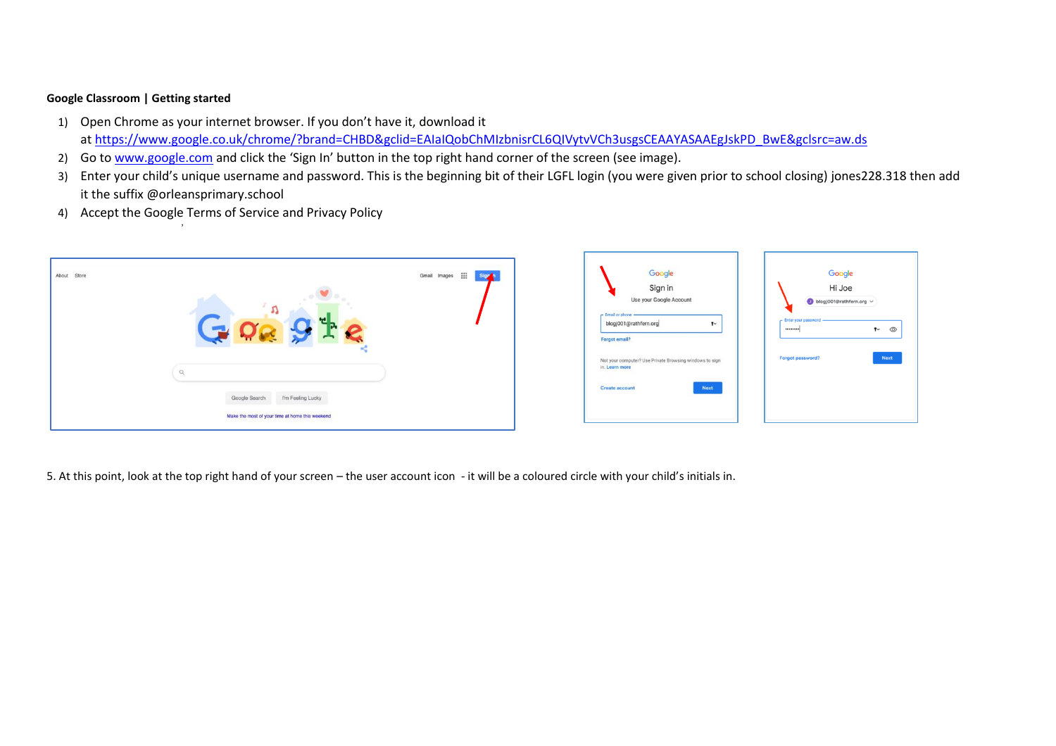**Google Classroom | Getting started**

1) Open Chrome as your internet browser. If you don't have it, download it at https://www.google.co.uk/chrome/?brand=CHBD&gclid=EAIaIQobChMIzbnisrCL6QIVytvVCh3usgsCEAAYASAAEgJskPD_BwE&gclsrc=aw.ds
2) Go to www.google.com and click the 'Sign In' button in the top right hand corner of the screen (see image).
3) Enter your child's unique username and password. This is the beginning bit of their LGFL login (you were given prior to school closing) jones228.318 then add it the suffix @orleansprimary.school
4) Accept the Google Terms of Service and Privacy Policy

5. At this point, look at the top right hand of your screen – the user account icon - it will be a coloured circle with your child's initials in.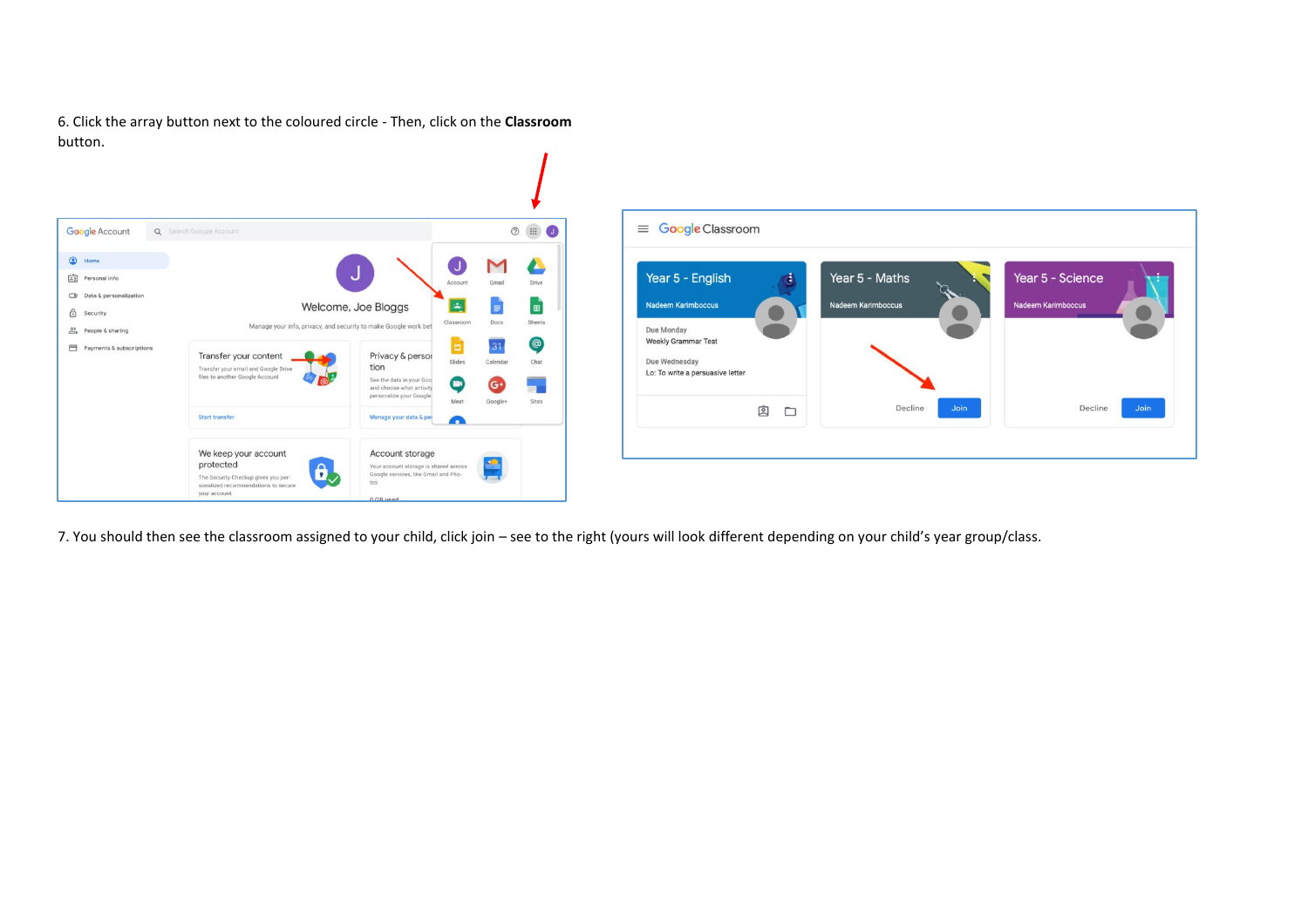6. Click the array button next to the coloured circle - Then, click on the **Classroom** button.

7. You should then see the classroom assigned to your child, click join – see to the right (yours will look different depending on your child's year group/class.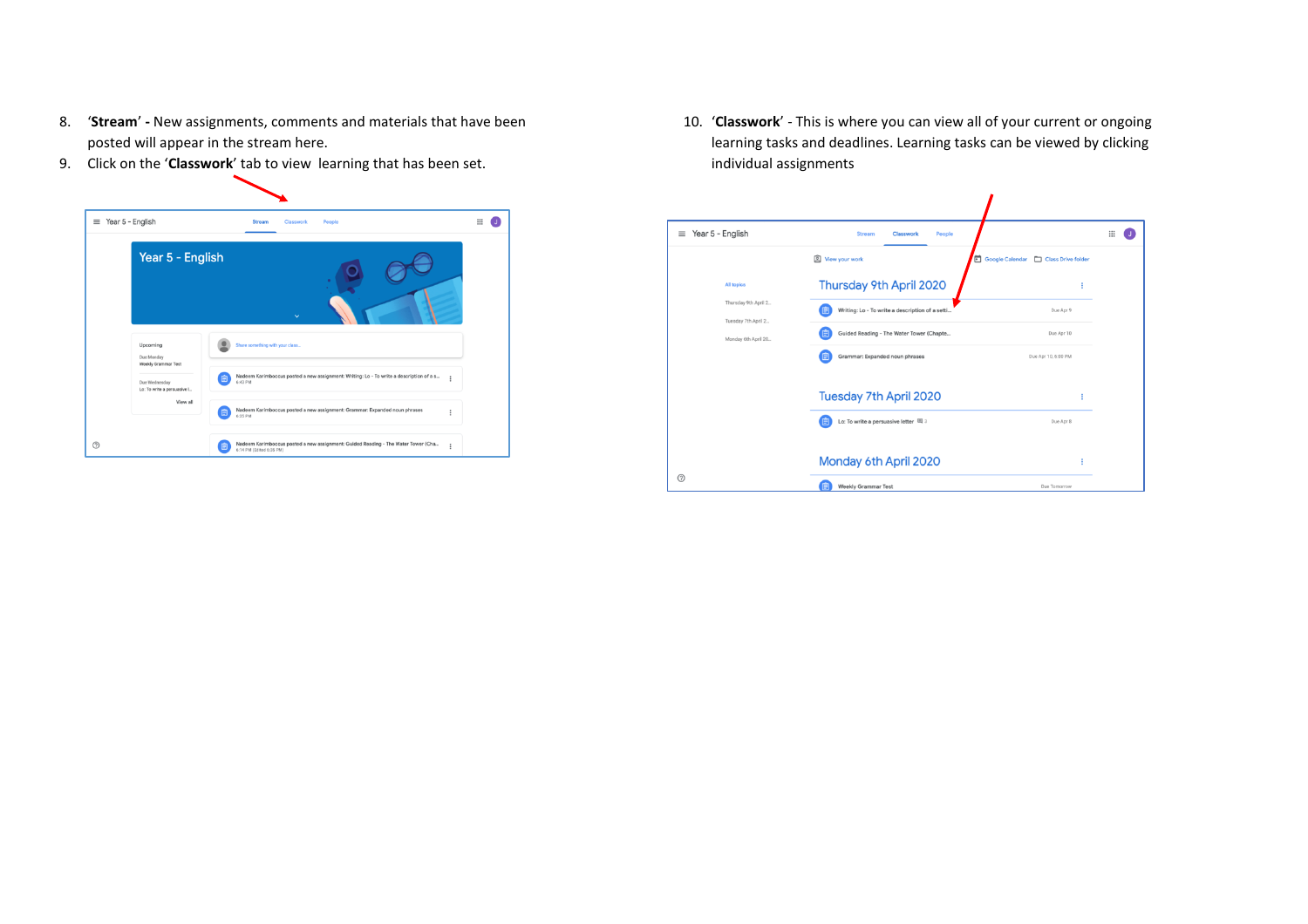8. '**Stream**' - New assignments, comments and materials that have been posted will appear in the stream here.
9. Click on the '**Classwork**' tab to view learning that has been set.

10. '**Classwork**' - This is where you can view all of your current or ongoing learning tasks and deadlines. Learning tasks can be viewed by clicking individual assignments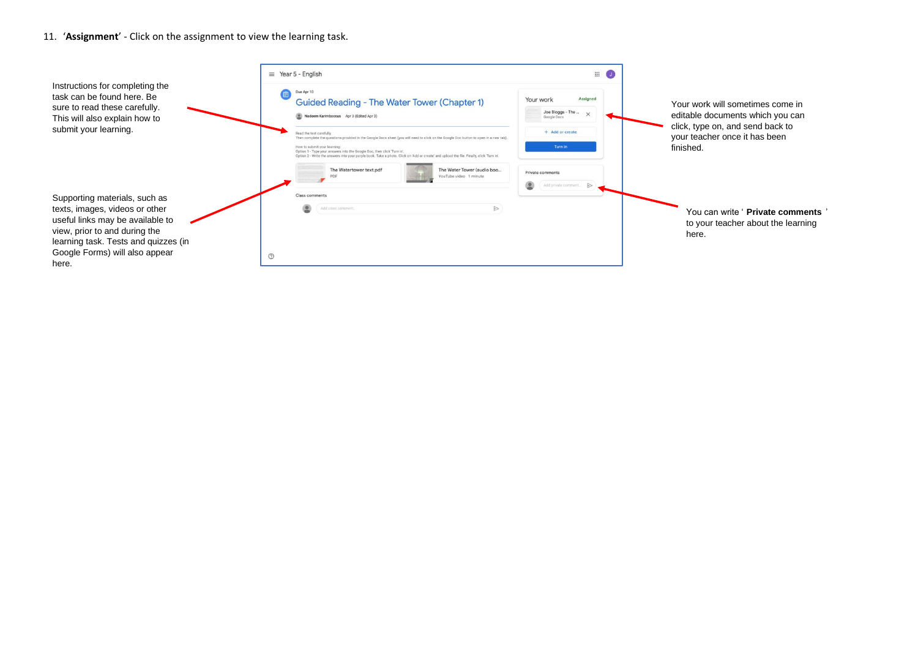11. '**Assignment**' - Click on the assignment to view the learning task.

Instructions for completing the task can be found here. Be sure to read these carefully. This will also explain how to submit your learning.

Supporting materials, such as texts, images, videos or other useful links may be available to view, prior to and during the learning task. Tests and quizzes (in Google Forms) will also appear here.

Year 5 - English

Due Apr 10

Guided Reading - The Water Tower (Chapter 1)

Nadeem Karimboccus Apr 3 (Edited Apr 3)

Read the text carefully.
Then complete the questions provided in the Google Docs sheet (you will need to click on the Google Doc button to open in a new tab).

How to submit your learning:
Option 1 - Type your answers into the Google Doc, then click 'Turn in'.
Option 2 - Write the answers into your purple book. Take a photo. Click on 'Add or create' and upload the file. Finally, click 'Turn in'.

The Watertower text.pdf
PDF

The Water Tower (audio boo...
YouTube video 1 minute

Class comments

Add class comment...

Your work — Assigned

Joe Bloggs - The ...
Google Docs

+ Add or create

Turn in

Private comments

Add private comment...

Your work will sometimes come in editable documents which you can click, type on, and send back to your teacher once it has been finished.

You can write '**Private comments**' to your teacher about the learning here.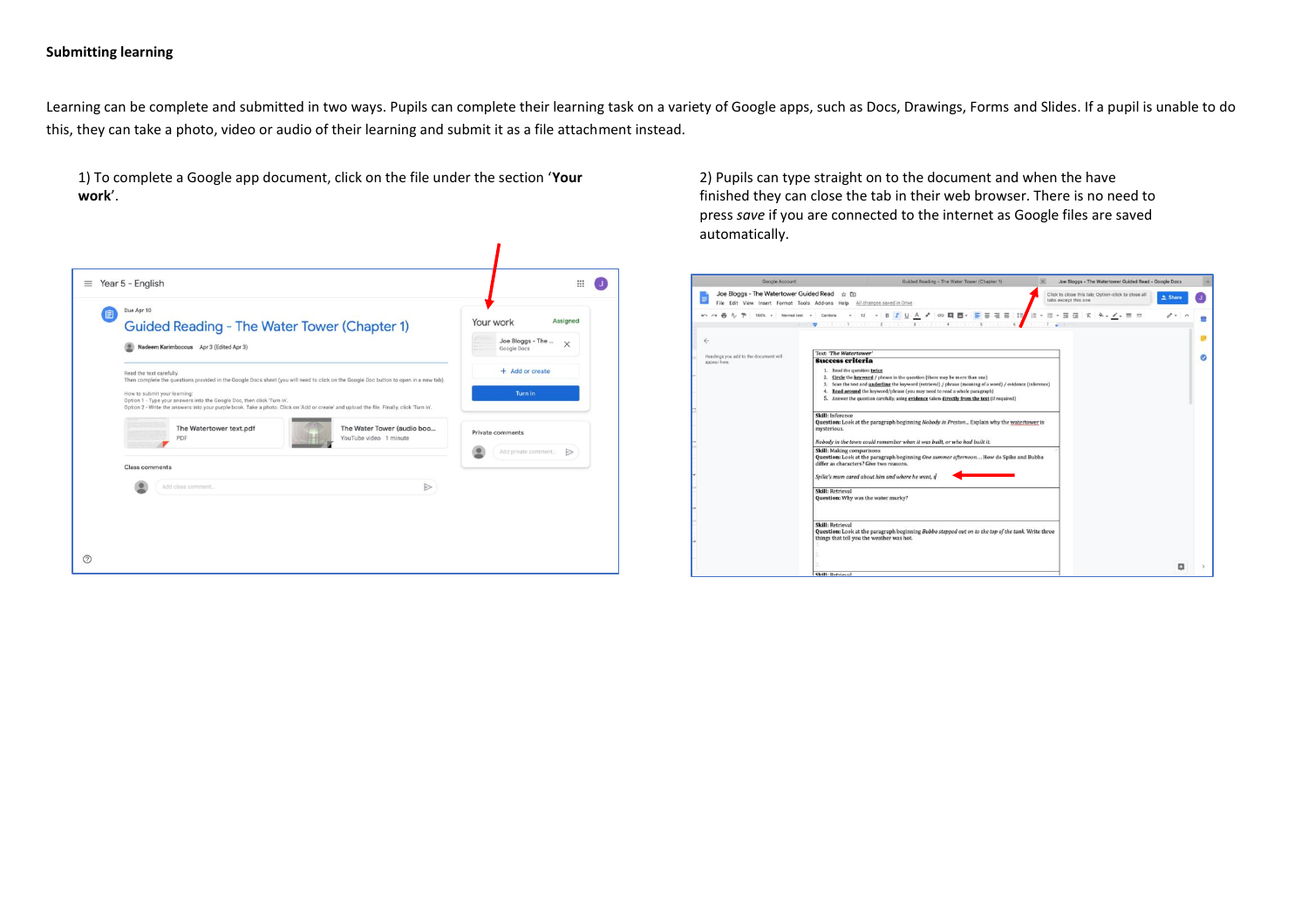**Submitting learning**

Learning can be complete and submitted in two ways. Pupils can complete their learning task on a variety of Google apps, such as Docs, Drawings, Forms and Slides. If a pupil is unable to do this, they can take a photo, video or audio of their learning and submit it as a file attachment instead.

1) To complete a Google app document, click on the file under the section '**Your work**'.

2) Pupils can type straight on to the document and when the have finished they can close the tab in their web browser. There is no need to press *save* if you are connected to the internet as Google files are saved automatically.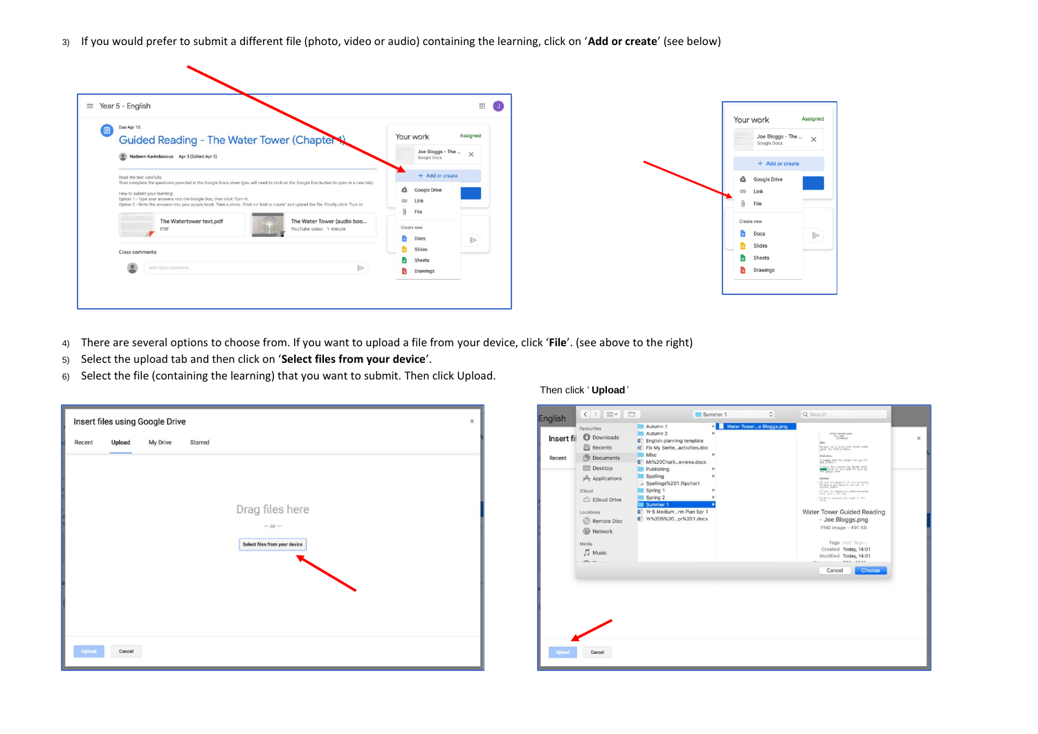3) If you would prefer to submit a different file (photo, video or audio) containing the learning, click on ‘**Add or create**’ (see below)

4) There are several options to choose from. If you want to upload a file from your device, click ‘**File**’. (see above to the right)
5) Select the upload tab and then click on ‘**Select files from your device**’.
6) Select the file (containing the learning) that you want to submit. Then click Upload.

Then click ‘ **Upload** ’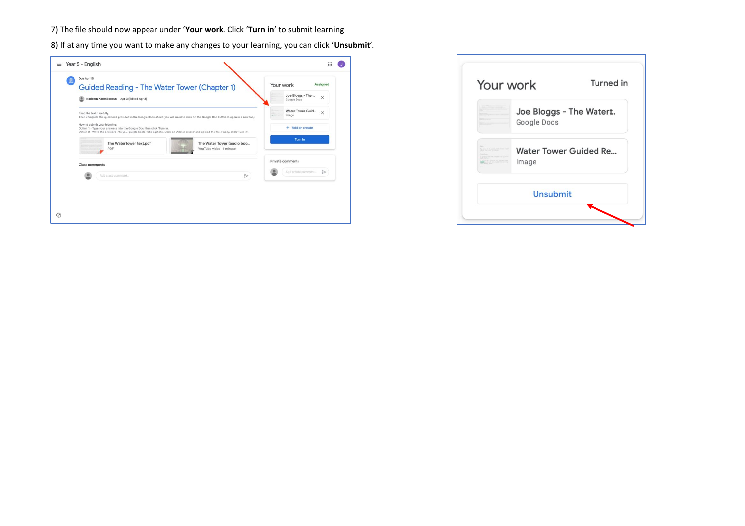7) The file should now appear under ‘**Your work**. Click ‘**Turn in**’ to submit learning

8) If at any time you want to make any changes to your learning, you can click ‘**Unsubmit**’.